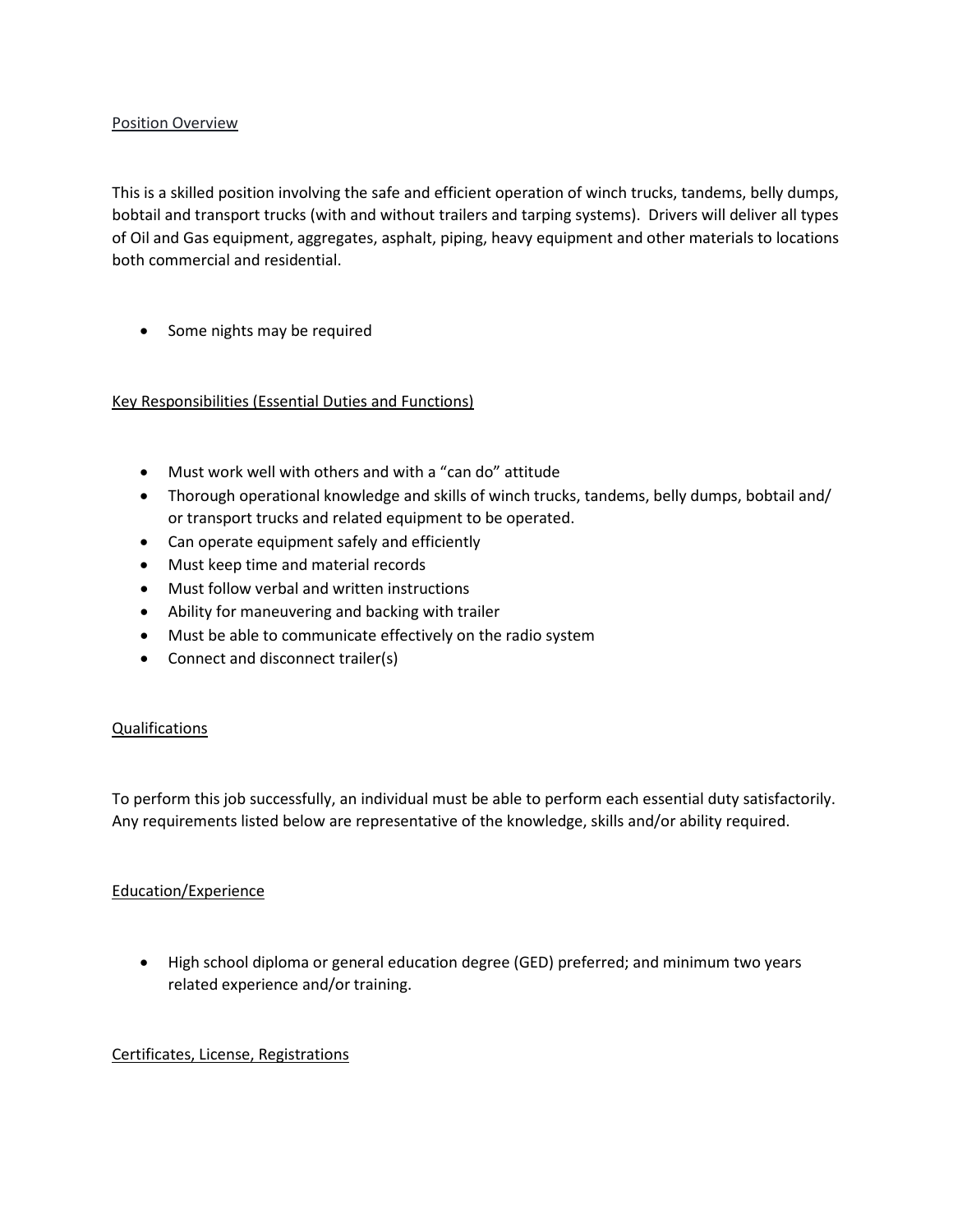## Position Overview

This is a skilled position involving the safe and efficient operation of winch trucks, tandems, belly dumps, bobtail and transport trucks (with and without trailers and tarping systems). Drivers will deliver all types of Oil and Gas equipment, aggregates, asphalt, piping, heavy equipment and other materials to locations both commercial and residential.

- Some nights may be required

## Key Responsibilities (Essential Duties and Functions)

- Must work well with others and with a "can do" attitude
- Thorough operational knowledge and skills of winch trucks, tandems, belly dumps, bobtail and/ or transport trucks and related equipment to be operated.
- Can operate equipment safely and efficiently
- Must keep time and material records
- Must follow verbal and written instructions
- Ability for maneuvering and backing with trailer
- Must be able to communicate effectively on the radio system
- Connect and disconnect trailer(s)

## Qualifications

To perform this job successfully, an individual must be able to perform each essential duty satisfactorily. Any requirements listed below are representative of the knowledge, skills and/or ability required.

## Education/Experience

- High school diploma or general education degree (GED) preferred; and minimum two years related experience and/or training.

## Certificates, License, Registrations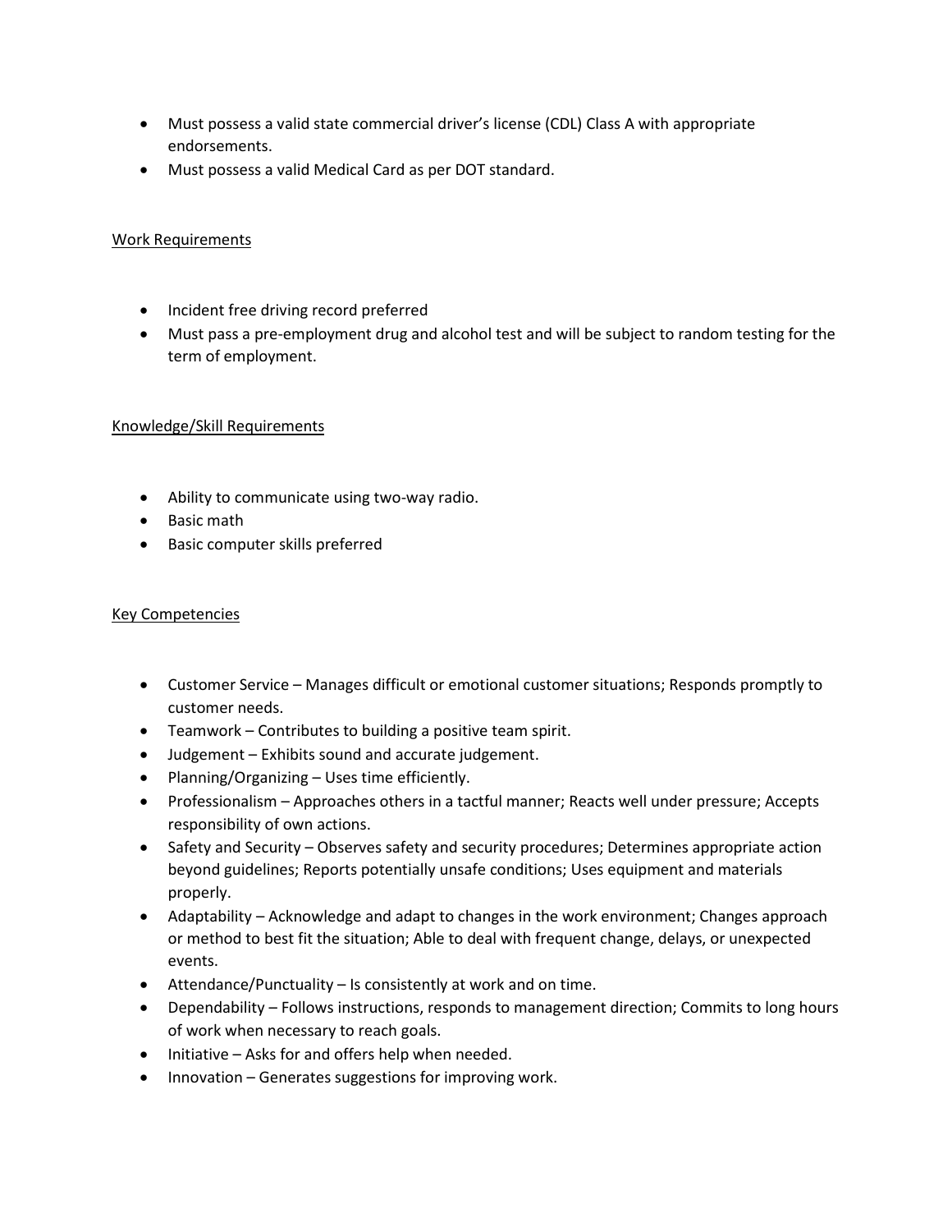- Must possess a valid state commercial driver's license (CDL) Class A with appropriate endorsements.
- Must possess a valid Medical Card as per DOT standard.

<u>Work Requirements</u>

- Incident free driving record preferred
- Must pass a pre-employment drug and alcohol test and will be subject to random testing for the term of employment.

<u>Knowledge/Skill Requirements</u>

- Ability to communicate using two-way radio.
- Basic math
- Basic computer skills preferred

<u>Key Competencies</u>

- Customer Service – Manages difficult or emotional customer situations; Responds promptly to customer needs.
- Teamwork – Contributes to building a positive team spirit.
- Judgement – Exhibits sound and accurate judgement.
- Planning/Organizing – Uses time efficiently.
- Professionalism – Approaches others in a tactful manner; Reacts well under pressure; Accepts responsibility of own actions.
- Safety and Security – Observes safety and security procedures; Determines appropriate action beyond guidelines; Reports potentially unsafe conditions; Uses equipment and materials properly.
- Adaptability – Acknowledge and adapt to changes in the work environment; Changes approach or method to best fit the situation; Able to deal with frequent change, delays, or unexpected events.
- Attendance/Punctuality – Is consistently at work and on time.
- Dependability – Follows instructions, responds to management direction; Commits to long hours of work when necessary to reach goals.
- Initiative – Asks for and offers help when needed.
- Innovation – Generates suggestions for improving work.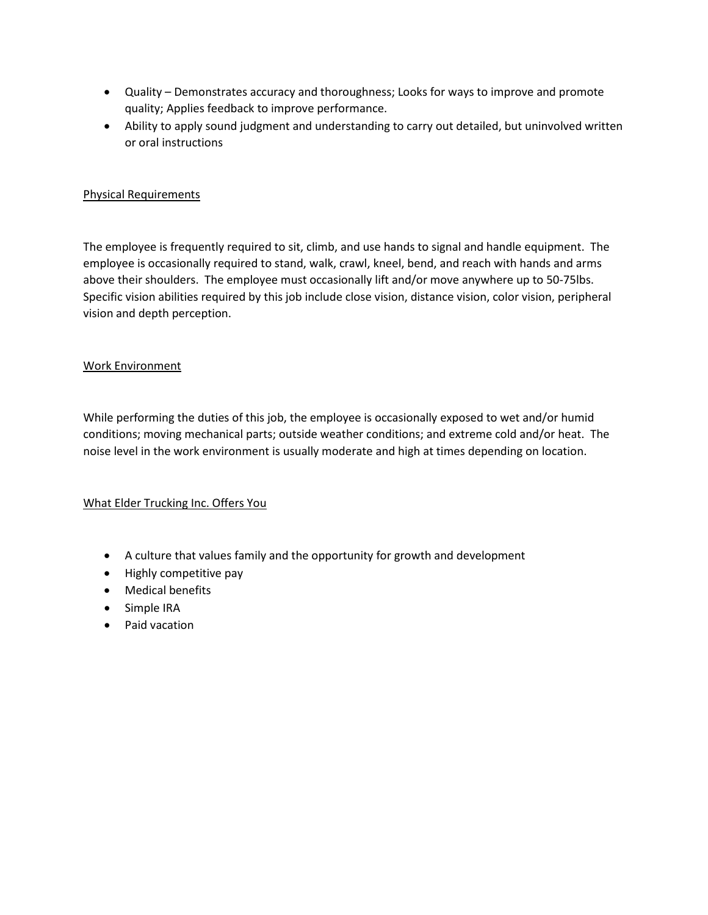- Quality – Demonstrates accuracy and thoroughness; Looks for ways to improve and promote quality; Applies feedback to improve performance.
- Ability to apply sound judgment and understanding to carry out detailed, but uninvolved written or oral instructions

## Physical Requirements

The employee is frequently required to sit, climb, and use hands to signal and handle equipment. The employee is occasionally required to stand, walk, crawl, kneel, bend, and reach with hands and arms above their shoulders. The employee must occasionally lift and/or move anywhere up to 50-75lbs. Specific vision abilities required by this job include close vision, distance vision, color vision, peripheral vision and depth perception.

## Work Environment

While performing the duties of this job, the employee is occasionally exposed to wet and/or humid conditions; moving mechanical parts; outside weather conditions; and extreme cold and/or heat. The noise level in the work environment is usually moderate and high at times depending on location.

## What Elder Trucking Inc. Offers You

- A culture that values family and the opportunity for growth and development
- Highly competitive pay
- Medical benefits
- Simple IRA
- Paid vacation